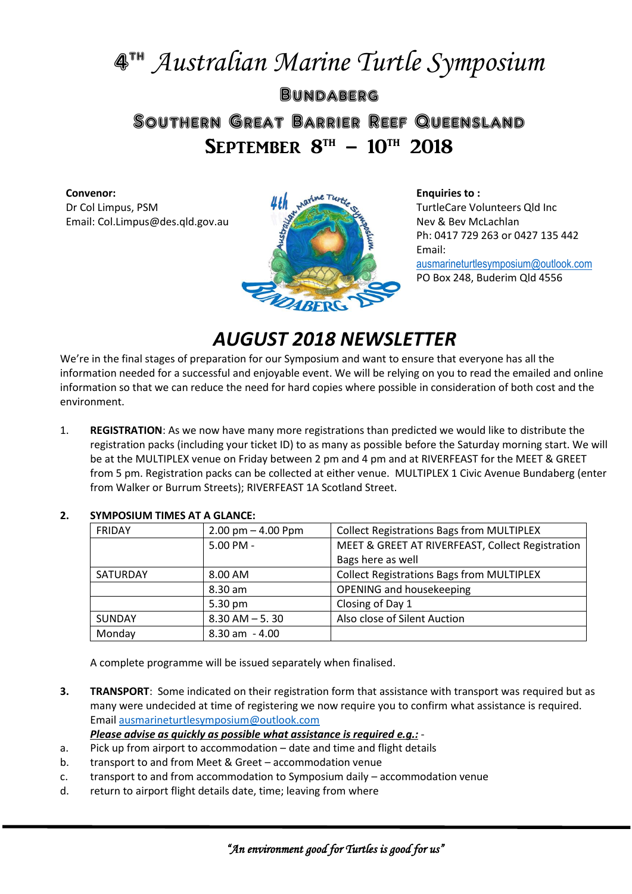# 4TH Australian Marine Turtle Symposium

## Bundaberg

## Southern Great Barrier Reef Queensland

## September 8TH – 10TH 2018

**Convenor:**
Dr Col Limpus, PSM
Email: Col.Limpus@des.qld.gov.au

**Enquiries to :**
TurtleCare Volunteers Qld Inc
Nev & Bev McLachlan
Ph: 0417 729 263 or 0427 135 442
Email:
ausmarineturtlesymposium@outlook.com
PO Box 248, Buderim Qld 4556

# *AUGUST 2018 NEWSLETTER*

We're in the final stages of preparation for our Symposium and want to ensure that everyone has all the information needed for a successful and enjoyable event. We will be relying on you to read the emailed and online information so that we can reduce the need for hard copies where possible in consideration of both cost and the environment.

1. **REGISTRATION**: As we now have many more registrations than predicted we would like to distribute the registration packs (including your ticket ID) to as many as possible before the Saturday morning start. We will be at the MULTIPLEX venue on Friday between 2 pm and 4 pm and at RIVERFEAST for the MEET & GREET from 5 pm. Registration packs can be collected at either venue. MULTIPLEX 1 Civic Avenue Bundaberg (enter from Walker or Burrum Streets); RIVERFEAST 1A Scotland Street.

2. **SYMPOSIUM TIMES AT A GLANCE:**

| FRIDAY | 2.00 pm – 4.00 Ppm | Collect Registrations Bags from MULTIPLEX |
|---|---|---|
| | 5.00 PM - | MEET & GREET AT RIVERFEAST, Collect Registration Bags here as well |
| SATURDAY | 8.00 AM | Collect Registrations Bags from MULTIPLEX |
| | 8.30 am | OPENING and housekeeping |
| | 5.30 pm | Closing of Day 1 |
| SUNDAY | 8.30 AM – 5. 30 | Also close of Silent Auction |
| Monday | 8.30 am - 4.00 | |

A complete programme will be issued separately when finalised.

3. **TRANSPORT**: Some indicated on their registration form that assistance with transport was required but as many were undecided at time of registering we now require you to confirm what assistance is required. Email ausmarineturtlesymposium@outlook.com

***Please advise as quickly as possible what assistance is required e.g.:*** -

a. Pick up from airport to accommodation – date and time and flight details
b. transport to and from Meet & Greet – accommodation venue
c. transport to and from accommodation to Symposium daily – accommodation venue
d. return to airport flight details date, time; leaving from where

*"An environment good for Turtles is good for us"*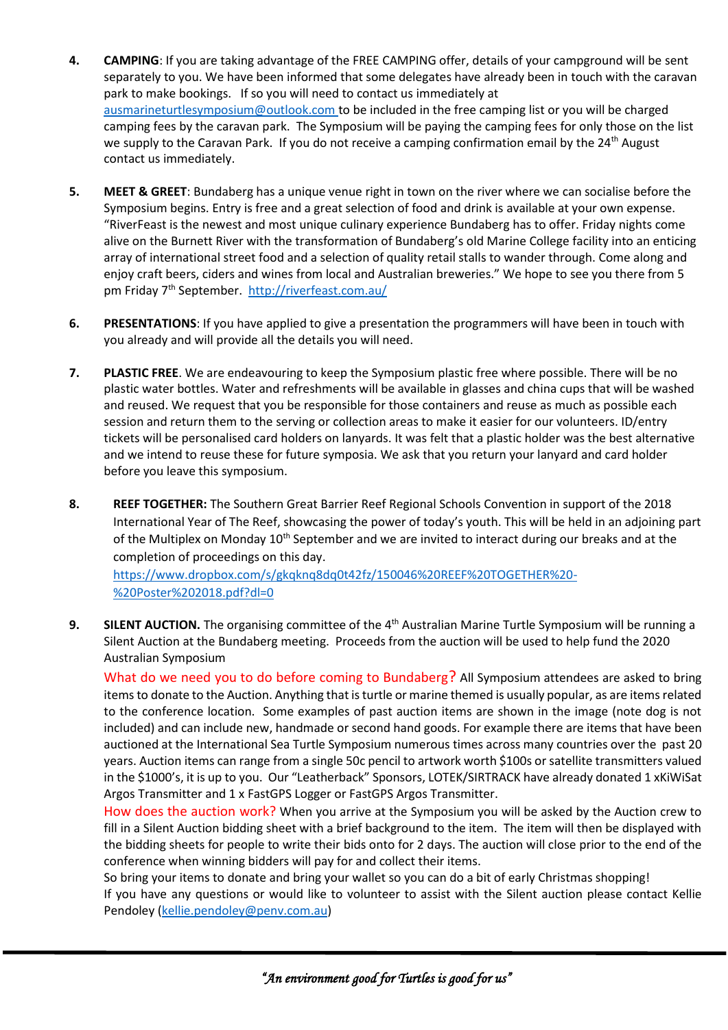4. **CAMPING**: If you are taking advantage of the FREE CAMPING offer, details of your campground will be sent separately to you. We have been informed that some delegates have already been in touch with the caravan park to make bookings. If so you will need to contact us immediately at ausmarineturtlesymposium@outlook.com to be included in the free camping list or you will be charged camping fees by the caravan park. The Symposium will be paying the camping fees for only those on the list we supply to the Caravan Park. If you do not receive a camping confirmation email by the 24th August contact us immediately.

5. **MEET & GREET**: Bundaberg has a unique venue right in town on the river where we can socialise before the Symposium begins. Entry is free and a great selection of food and drink is available at your own expense. "RiverFeast is the newest and most unique culinary experience Bundaberg has to offer. Friday nights come alive on the Burnett River with the transformation of Bundaberg's old Marine College facility into an enticing array of international street food and a selection of quality retail stalls to wander through. Come along and enjoy craft beers, ciders and wines from local and Australian breweries." We hope to see you there from 5 pm Friday 7th September. http://riverfeast.com.au/

6. **PRESENTATIONS**: If you have applied to give a presentation the programmers will have been in touch with you already and will provide all the details you will need.

7. **PLASTIC FREE**. We are endeavouring to keep the Symposium plastic free where possible. There will be no plastic water bottles. Water and refreshments will be available in glasses and china cups that will be washed and reused. We request that you be responsible for those containers and reuse as much as possible each session and return them to the serving or collection areas to make it easier for our volunteers. ID/entry tickets will be personalised card holders on lanyards. It was felt that a plastic holder was the best alternative and we intend to reuse these for future symposia. We ask that you return your lanyard and card holder before you leave this symposium.

8. **REEF TOGETHER:** The Southern Great Barrier Reef Regional Schools Convention in support of the 2018 International Year of The Reef, showcasing the power of today's youth. This will be held in an adjoining part of the Multiplex on Monday 10th September and we are invited to interact during our breaks and at the completion of proceedings on this day.
   https://www.dropbox.com/s/gkqknq8dq0t42fz/150046%20REEF%20TOGETHER%20-%20Poster%202018.pdf?dl=0

9. **SILENT AUCTION.** The organising committee of the 4th Australian Marine Turtle Symposium will be running a Silent Auction at the Bundaberg meeting. Proceeds from the auction will be used to help fund the 2020 Australian Symposium

   What do we need you to do before coming to Bundaberg? All Symposium attendees are asked to bring items to donate to the Auction. Anything that is turtle or marine themed is usually popular, as are items related to the conference location. Some examples of past auction items are shown in the image (note dog is not included) and can include new, handmade or second hand goods. For example there are items that have been auctioned at the International Sea Turtle Symposium numerous times across many countries over the past 20 years. Auction items can range from a single 50c pencil to artwork worth \$100s or satellite transmitters valued in the \$1000's, it is up to you. Our "Leatherback" Sponsors, LOTEK/SIRTRACK have already donated 1 xKiWiSat Argos Transmitter and 1 x FastGPS Logger or FastGPS Argos Transmitter.

   How does the auction work? When you arrive at the Symposium you will be asked by the Auction crew to fill in a Silent Auction bidding sheet with a brief background to the item. The item will then be displayed with the bidding sheets for people to write their bids onto for 2 days. The auction will close prior to the end of the conference when winning bidders will pay for and collect their items.

   So bring your items to donate and bring your wallet so you can do a bit of early Christmas shopping!

   If you have any questions or would like to volunteer to assist with the Silent auction please contact Kellie Pendoley (kellie.pendoley@penv.com.au)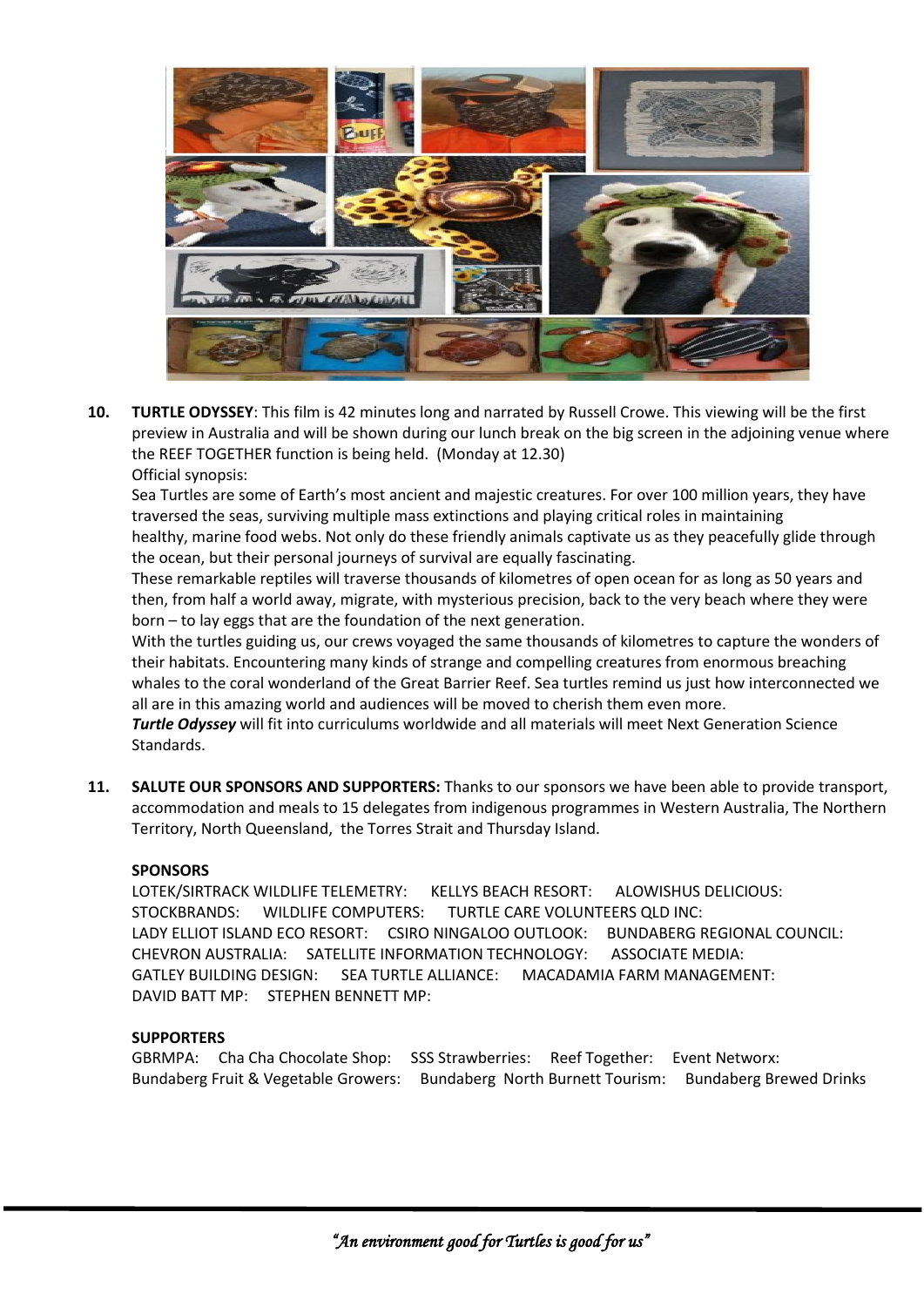**10. TURTLE ODYSSEY**: This film is 42 minutes long and narrated by Russell Crowe. This viewing will be the first preview in Australia and will be shown during our lunch break on the big screen in the adjoining venue where the REEF TOGETHER function is being held. (Monday at 12.30)

Official synopsis:

Sea Turtles are some of Earth's most ancient and majestic creatures. For over 100 million years, they have traversed the seas, surviving multiple mass extinctions and playing critical roles in maintaining healthy, marine food webs. Not only do these friendly animals captivate us as they peacefully glide through the ocean, but their personal journeys of survival are equally fascinating.

These remarkable reptiles will traverse thousands of kilometres of open ocean for as long as 50 years and then, from half a world away, migrate, with mysterious precision, back to the very beach where they were born – to lay eggs that are the foundation of the next generation.

With the turtles guiding us, our crews voyaged the same thousands of kilometres to capture the wonders of their habitats. Encountering many kinds of strange and compelling creatures from enormous breaching whales to the coral wonderland of the Great Barrier Reef. Sea turtles remind us just how interconnected we all are in this amazing world and audiences will be moved to cherish them even more.

***Turtle Odyssey*** will fit into curriculums worldwide and all materials will meet Next Generation Science Standards.

**11. SALUTE OUR SPONSORS AND SUPPORTERS:** Thanks to our sponsors we have been able to provide transport, accommodation and meals to 15 delegates from indigenous programmes in Western Australia, The Northern Territory, North Queensland, the Torres Strait and Thursday Island.

**SPONSORS**

LOTEK/SIRTRACK WILDLIFE TELEMETRY: KELLYS BEACH RESORT: ALOWISHUS DELICIOUS: STOCKBRANDS: WILDLIFE COMPUTERS: TURTLE CARE VOLUNTEERS QLD INC: LADY ELLIOT ISLAND ECO RESORT: CSIRO NINGALOO OUTLOOK: BUNDABERG REGIONAL COUNCIL: CHEVRON AUSTRALIA: SATELLITE INFORMATION TECHNOLOGY: ASSOCIATE MEDIA: GATLEY BUILDING DESIGN: SEA TURTLE ALLIANCE: MACADAMIA FARM MANAGEMENT: DAVID BATT MP: STEPHEN BENNETT MP:

**SUPPORTERS**

GBRMPA: Cha Cha Chocolate Shop: SSS Strawberries: Reef Together: Event Networx: Bundaberg Fruit & Vegetable Growers: Bundaberg North Burnett Tourism: Bundaberg Brewed Drinks

*"An environment good for Turtles is good for us"*